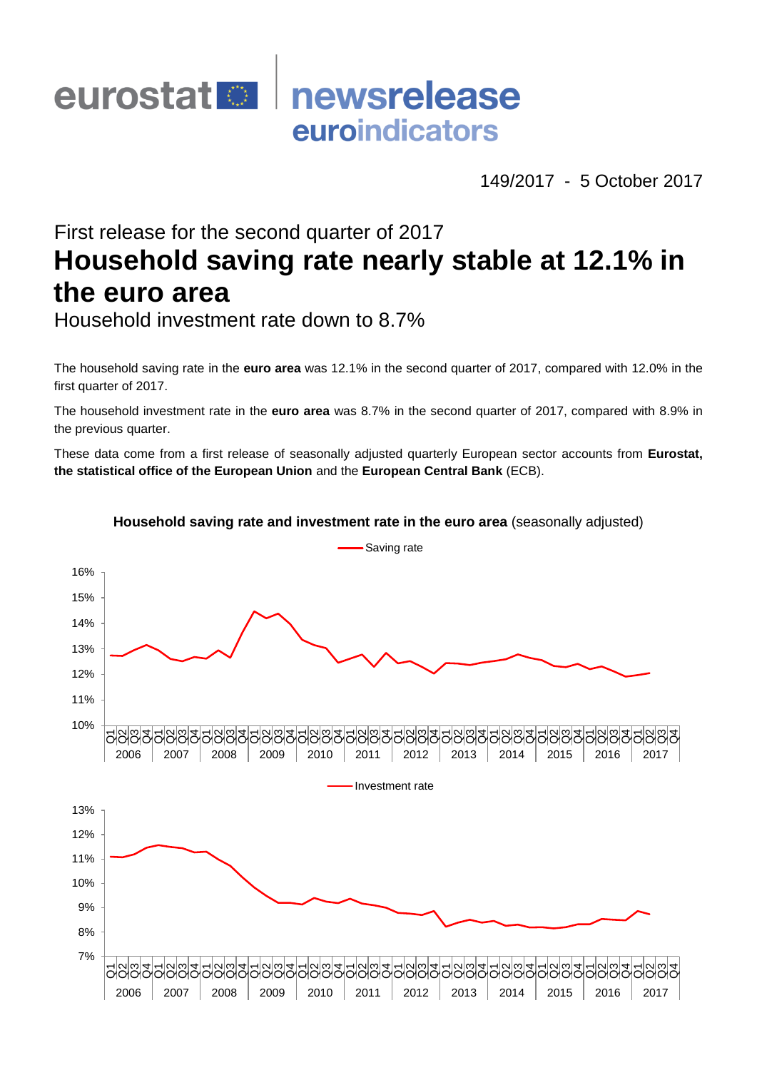eurostat newsrelease euroindicators

149/2017 - 5 October 2017

First release for the second quarter of 2017

# Household saving rate nearly stable at 12.1% in the euro area

## Household investment rate down to 8.7%

The household saving rate in the **euro area** was 12.1% in the second quarter of 2017, compared with 12.0% in the first quarter of 2017.

The household investment rate in the **euro area** was 8.7% in the second quarter of 2017, compared with 8.9% in the previous quarter.

These data come from a first release of seasonally adjusted quarterly European sector accounts from **Eurostat, the statistical office of the European Union** and the **European Central Bank** (ECB).

**Household saving rate and investment rate in the euro area** (seasonally adjusted)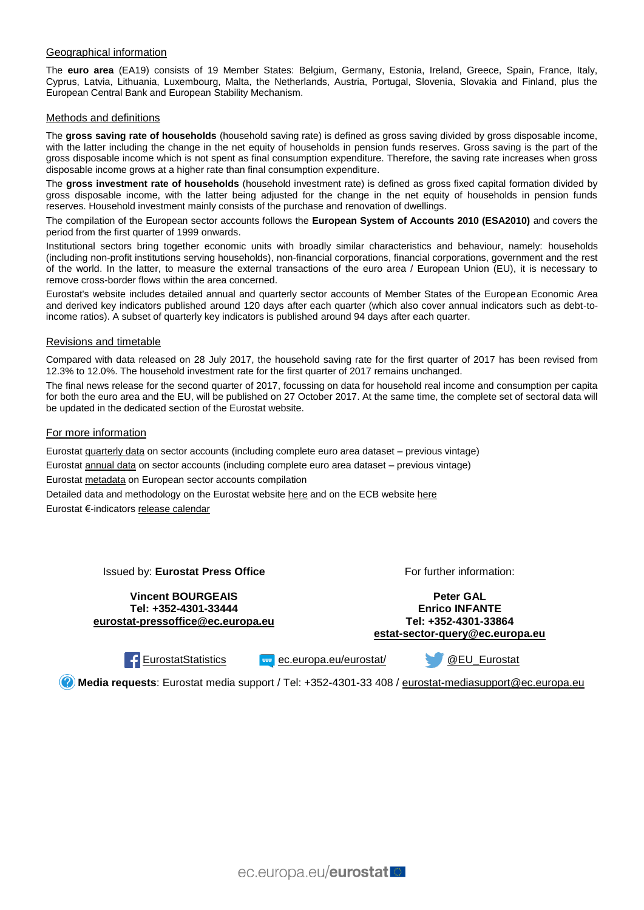## Geographical information

The **euro area** (EA19) consists of 19 Member States: Belgium, Germany, Estonia, Ireland, Greece, Spain, France, Italy, Cyprus, Latvia, Lithuania, Luxembourg, Malta, the Netherlands, Austria, Portugal, Slovenia, Slovakia and Finland, plus the European Central Bank and European Stability Mechanism.

## Methods and definitions

The **gross saving rate of households** (household saving rate) is defined as gross saving divided by gross disposable income, with the latter including the change in the net equity of households in pension funds reserves. Gross saving is the part of the gross disposable income which is not spent as final consumption expenditure. Therefore, the saving rate increases when gross disposable income grows at a higher rate than final consumption expenditure.

The **gross investment rate of households** (household investment rate) is defined as gross fixed capital formation divided by gross disposable income, with the latter being adjusted for the change in the net equity of households in pension funds reserves. Household investment mainly consists of the purchase and renovation of dwellings.

The compilation of the European sector accounts follows the **European System of Accounts 2010 (ESA2010)** and covers the period from the first quarter of 1999 onwards.

Institutional sectors bring together economic units with broadly similar characteristics and behaviour, namely: households (including non-profit institutions serving households), non-financial corporations, financial corporations, government and the rest of the world. In the latter, to measure the external transactions of the euro area / European Union (EU), it is necessary to remove cross-border flows within the area concerned.

Eurostat's website includes detailed annual and quarterly sector accounts of Member States of the European Economic Area and derived key indicators published around 120 days after each quarter (which also cover annual indicators such as debt-to-income ratios). A subset of quarterly key indicators is published around 94 days after each quarter.

## Revisions and timetable

Compared with data released on 28 July 2017, the household saving rate for the first quarter of 2017 has been revised from 12.3% to 12.0%. The household investment rate for the first quarter of 2017 remains unchanged.

The final news release for the second quarter of 2017, focussing on data for household real income and consumption per capita for both the euro area and the EU, will be published on 27 October 2017. At the same time, the complete set of sectoral data will be updated in the dedicated section of the Eurostat website.

## For more information

Eurostat quarterly data on sector accounts (including complete euro area dataset – previous vintage)

Eurostat annual data on sector accounts (including complete euro area dataset – previous vintage)

Eurostat metadata on European sector accounts compilation

Detailed data and methodology on the Eurostat website here and on the ECB website here

Eurostat €-indicators release calendar

Issued by: **Eurostat Press Office**

**Vincent BOURGEAIS**
**Tel: +352-4301-33444**
**eurostat-pressoffice@ec.europa.eu**

For further information:

**Peter GAL**
**Enrico INFANTE**
**Tel: +352-4301-33864**
**estat-sector-query@ec.europa.eu**

EurostatStatistics | ec.europa.eu/eurostat/ | @EU_Eurostat

**Media requests**: Eurostat media support / Tel: +352-4301-33 408 / eurostat-mediasupport@ec.europa.eu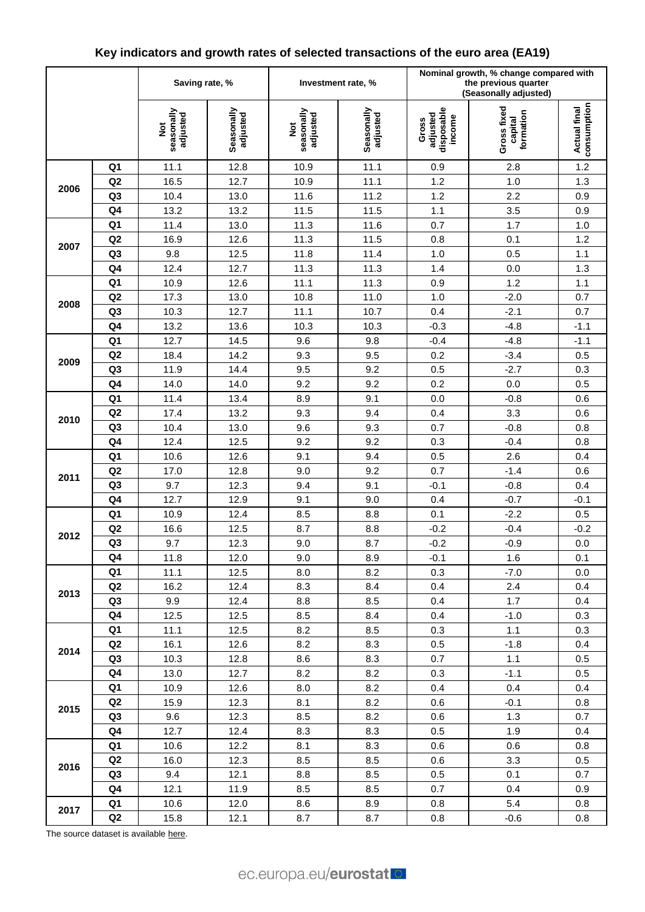## Key indicators and growth rates of selected transactions of the euro area (EA19)

| | | Saving rate, % | | Investment rate, % | | Nominal growth, % change compared with the previous quarter (Seasonally adjusted) | | |
|---|---|---|---|---|---|---|---|---|
| | | Not seasonally adjusted | Seasonally adjusted | Not seasonally adjusted | Seasonally adjusted | Gross adjusted disposable income | Gross fixed capital formation | Actual final consumption |
| 2006 | Q1 | 11.1 | 12.8 | 10.9 | 11.1 | 0.9 | 2.8 | 1.2 |
| | Q2 | 16.5 | 12.7 | 10.9 | 11.1 | 1.2 | 1.0 | 1.3 |
| | Q3 | 10.4 | 13.0 | 11.6 | 11.2 | 1.2 | 2.2 | 0.9 |
| | Q4 | 13.2 | 13.2 | 11.5 | 11.5 | 1.1 | 3.5 | 0.9 |
| 2007 | Q1 | 11.4 | 13.0 | 11.3 | 11.6 | 0.7 | 1.7 | 1.0 |
| | Q2 | 16.9 | 12.6 | 11.3 | 11.5 | 0.8 | 0.1 | 1.2 |
| | Q3 | 9.8 | 12.5 | 11.8 | 11.4 | 1.0 | 0.5 | 1.1 |
| | Q4 | 12.4 | 12.7 | 11.3 | 11.3 | 1.4 | 0.0 | 1.3 |
| 2008 | Q1 | 10.9 | 12.6 | 11.1 | 11.3 | 0.9 | 1.2 | 1.1 |
| | Q2 | 17.3 | 13.0 | 10.8 | 11.0 | 1.0 | -2.0 | 0.7 |
| | Q3 | 10.3 | 12.7 | 11.1 | 10.7 | 0.4 | -2.1 | 0.7 |
| | Q4 | 13.2 | 13.6 | 10.3 | 10.3 | -0.3 | -4.8 | -1.1 |
| 2009 | Q1 | 12.7 | 14.5 | 9.6 | 9.8 | -0.4 | -4.8 | -1.1 |
| | Q2 | 18.4 | 14.2 | 9.3 | 9.5 | 0.2 | -3.4 | 0.5 |
| | Q3 | 11.9 | 14.4 | 9.5 | 9.2 | 0.5 | -2.7 | 0.3 |
| | Q4 | 14.0 | 14.0 | 9.2 | 9.2 | 0.2 | 0.0 | 0.5 |
| 2010 | Q1 | 11.4 | 13.4 | 8.9 | 9.1 | 0.0 | -0.8 | 0.6 |
| | Q2 | 17.4 | 13.2 | 9.3 | 9.4 | 0.4 | 3.3 | 0.6 |
| | Q3 | 10.4 | 13.0 | 9.6 | 9.3 | 0.7 | -0.8 | 0.8 |
| | Q4 | 12.4 | 12.5 | 9.2 | 9.2 | 0.3 | -0.4 | 0.8 |
| 2011 | Q1 | 10.6 | 12.6 | 9.1 | 9.4 | 0.5 | 2.6 | 0.4 |
| | Q2 | 17.0 | 12.8 | 9.0 | 9.2 | 0.7 | -1.4 | 0.6 |
| | Q3 | 9.7 | 12.3 | 9.4 | 9.1 | -0.1 | -0.8 | 0.4 |
| | Q4 | 12.7 | 12.9 | 9.1 | 9.0 | 0.4 | -0.7 | -0.1 |
| 2012 | Q1 | 10.9 | 12.4 | 8.5 | 8.8 | 0.1 | -2.2 | 0.5 |
| | Q2 | 16.6 | 12.5 | 8.7 | 8.8 | -0.2 | -0.4 | -0.2 |
| | Q3 | 9.7 | 12.3 | 9.0 | 8.7 | -0.2 | -0.9 | 0.0 |
| | Q4 | 11.8 | 12.0 | 9.0 | 8.9 | -0.1 | 1.6 | 0.1 |
| 2013 | Q1 | 11.1 | 12.5 | 8.0 | 8.2 | 0.3 | -7.0 | 0.0 |
| | Q2 | 16.2 | 12.4 | 8.3 | 8.4 | 0.4 | 2.4 | 0.4 |
| | Q3 | 9.9 | 12.4 | 8.8 | 8.5 | 0.4 | 1.7 | 0.4 |
| | Q4 | 12.5 | 12.5 | 8.5 | 8.4 | 0.4 | -1.0 | 0.3 |
| 2014 | Q1 | 11.1 | 12.5 | 8.2 | 8.5 | 0.3 | 1.1 | 0.3 |
| | Q2 | 16.1 | 12.6 | 8.2 | 8.3 | 0.5 | -1.8 | 0.4 |
| | Q3 | 10.3 | 12.8 | 8.6 | 8.3 | 0.7 | 1.1 | 0.5 |
| | Q4 | 13.0 | 12.7 | 8.2 | 8.2 | 0.3 | -1.1 | 0.5 |
| 2015 | Q1 | 10.9 | 12.6 | 8.0 | 8.2 | 0.4 | 0.4 | 0.4 |
| | Q2 | 15.9 | 12.3 | 8.1 | 8.2 | 0.6 | -0.1 | 0.8 |
| | Q3 | 9.6 | 12.3 | 8.5 | 8.2 | 0.6 | 1.3 | 0.7 |
| | Q4 | 12.7 | 12.4 | 8.3 | 8.3 | 0.5 | 1.9 | 0.4 |
| 2016 | Q1 | 10.6 | 12.2 | 8.1 | 8.3 | 0.6 | 0.6 | 0.8 |
| | Q2 | 16.0 | 12.3 | 8.5 | 8.5 | 0.6 | 3.3 | 0.5 |
| | Q3 | 9.4 | 12.1 | 8.8 | 8.5 | 0.5 | 0.1 | 0.7 |
| | Q4 | 12.1 | 11.9 | 8.5 | 8.5 | 0.7 | 0.4 | 0.9 |
| 2017 | Q1 | 10.6 | 12.0 | 8.6 | 8.9 | 0.8 | 5.4 | 0.8 |
| | Q2 | 15.8 | 12.1 | 8.7 | 8.7 | 0.8 | -0.6 | 0.8 |

The source dataset is available here.

ec.europa.eu/eurostat